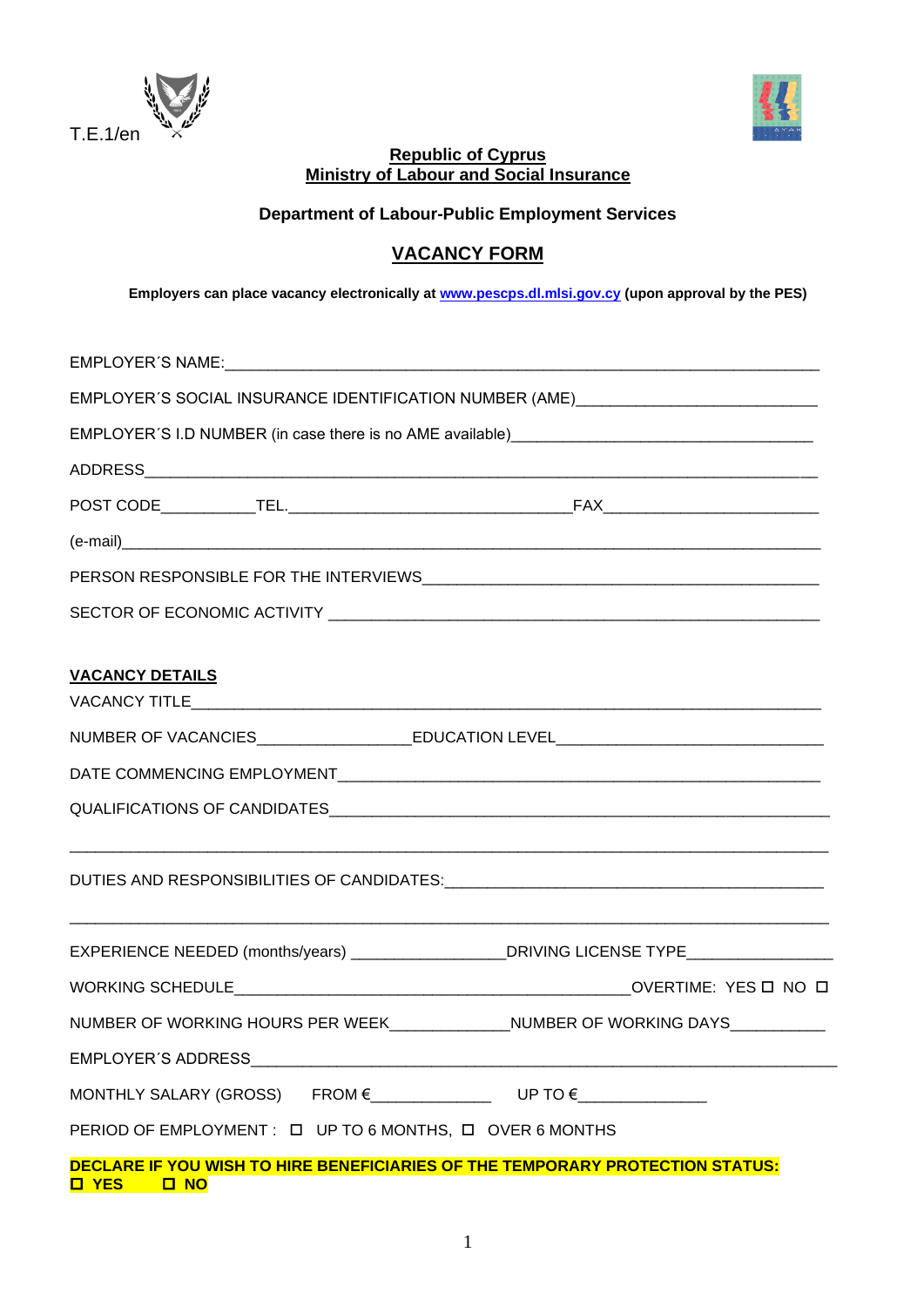T.E.1/en

**Republic of Cyprus**
**Ministry of Labour and Social Insurance**

**Department of Labour-Public Employment Services**

# VACANCY FORM

**Employers can place vacancy electronically at [www.pescps.dl.mlsi.gov.cy](http://www.pescps.dl.mlsi.gov.cy) (upon approval by the PES)**

EMPLOYER´S NAME:______________________________________________________________

EMPLOYER´S SOCIAL INSURANCE IDENTIFICATION NUMBER (AME)___________________________

EMPLOYER´S I.D NUMBER (in case there is no AME available)________________________________

ADDRESS________________________________________________________________________

POST CODE__________TEL.______________________________FAX_______________________

(e-mail)_________________________________________________________________________

PERSON RESPONSIBLE FOR THE INTERVIEWS__________________________________________

SECTOR OF ECONOMIC ACTIVITY ____________________________________________________

**VACANCY DETAILS**

VACANCY TITLE___________________________________________________________________

NUMBER OF VACANCIES________________EDUCATION LEVEL____________________________

DATE COMMENCING EMPLOYMENT___________________________________________________

QUALIFICATIONS OF CANDIDATES___________________________________________________

_______________________________________________________________________________

DUTIES AND RESPONSIBILITIES OF CANDIDATES:________________________________________

_______________________________________________________________________________

EXPERIENCE NEEDED (months/years) ________________DRIVING LICENSE TYPE_______________

WORKING SCHEDULE___________________________________________OVERTIME: YES ☐ NO ☐

NUMBER OF WORKING HOURS PER WEEK_____________NUMBER OF WORKING DAYS__________

EMPLOYER´S ADDRESS_____________________________________________________________

MONTHLY SALARY (GROSS) FROM €_____________ UP TO €______________

PERIOD OF EMPLOYMENT : ☐ UP TO 6 MONTHS, ☐ OVER 6 MONTHS

**DECLARE IF YOU WISH TO HIRE BENEFICIARIES OF THE TEMPORARY PROTECTION STATUS:**
**☐ YES ☐ NO**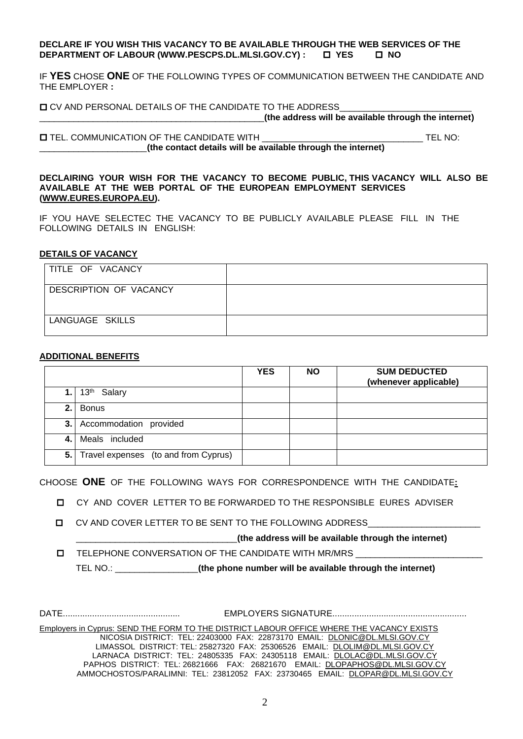**DECLARE IF YOU WISH THIS VACANCY TO BE AVAILABLE THROUGH THE WEB SERVICES OF THE DEPARTMENT OF LABOUR (WWW.PESCPS.DL.MLSI.GOV.CY) : ☐ YES ☐ NO**

IF **YES** CHOSE **ONE** OF THE FOLLOWING TYPES OF COMMUNICATION BETWEEN THE CANDIDATE AND THE EMPLOYER **:**

☐ CV AND PERSONAL DETAILS OF THE CANDIDATE TO THE ADDRESS___________________________ _______________________________________________**(the address will be available through the internet)**

☐ TEL. COMMUNICATION OF THE CANDIDATE WITH _________________________________ TEL NO: ______________________**(the contact details will be available through the internet)**

**DECLAIRING YOUR WISH FOR THE VACANCY TO BECOME PUBLIC, THIS VACANCY WILL ALSO BE AVAILABLE AT THE WEB PORTAL OF THE EUROPEAN EMPLOYMENT SERVICES (WWW.EURES.EUROPA.EU).**

IF YOU HAVE SELECTEC THE VACANCY TO BE PUBLICLY AVAILABLE PLEASE FILL IN THE FOLLOWING DETAILS IN ENGLISH:

**DETAILS OF VACANCY**

| | |
|---|---|
| TITLE OF VACANCY | |
| DESCRIPTION OF VACANCY | |
| LANGUAGE SKILLS | |

**ADDITIONAL BENEFITS**

| | | YES | NO | SUM DEDUCTED (whenever applicable) |
|---|---|---|---|---|
| 1. | 13th Salary | | | |
| 2. | Bonus | | | |
| 3. | Accommodation provided | | | |
| 4. | Meals included | | | |
| 5. | Travel expenses (to and from Cyprus) | | | |

CHOOSE **ONE** OF THE FOLLOWING WAYS FOR CORRESPONDENCE WITH THE CANDIDATE**:**

- ☐ CY AND COVER LETTER TO BE FORWARDED TO THE RESPONSIBLE EURES ADVISER
- ☐ CV AND COVER LETTER TO BE SENT TO THE FOLLOWING ADDRESS______________________ ________________________________**(the address will be available through the internet)**
- ☐ TELEPHONE CONVERSATION OF THE CANDIDATE WITH MR/MRS _________________________ TEL NO.: ________________**(the phone number will be available through the internet)**

DATE................................................ EMPLOYERS SIGNATURE.......................................................

Employers in Cyprus: SEND THE FORM TO THE DISTRICT LABOUR OFFICE WHERE THE VACANCY EXISTS
NICOSIA DISTRICT: TEL: 22403000 FAX: 22873170 EMAIL: DLONIC@DL.MLSI.GOV.CY
LIMASSOL DISTRICT: TEL: 25827320 FAX: 25306526 EMAIL: DLOLIM@DL.MLSI.GOV.CY
LARNACA DISTRICT: TEL: 24805335 FAX: 24305118 EMAIL: DLOLAC@DL.MLSI.GOV.CY
PAPHOS DISTRICT: TEL: 26821666 FAX: 26821670 EMAIL: DLOPAPHOS@DL.MLSI.GOV.CY
AMMOCHOSTOS/PARALIMNI: TEL: 23812052 FAX: 23730465 EMAIL: DLOPAR@DL.MLSI.GOV.CY